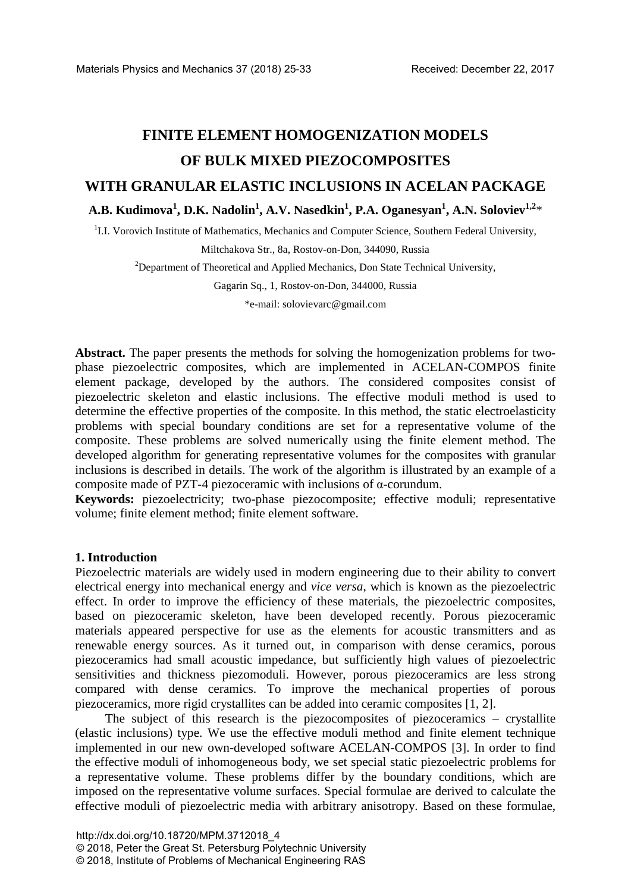# FINITE ELEMENT HOMOGENIZATION MODELS OF BULK MIXED PIEZOCOMPOSITES WITH GRANULAR ELASTIC INCLUSIONS IN ACELAN PACKAGE

**A.B. Kudimova[1], D.K. Nadolin[1], A.V. Nasedkin[1], P.A. Oganesyan[1], A.N. Soloviev[1,2]***

[1]I.I. Vorovich Institute of Mathematics, Mechanics and Computer Science, Southern Federal University, Miltchakova Str., 8a, Rostov-on-Don, 344090, Russia

[2]Department of Theoretical and Applied Mechanics, Don State Technical University, Gagarin Sq., 1, Rostov-on-Don, 344000, Russia

*e-mail: solovievarc@gmail.com

**Abstract.** The paper presents the methods for solving the homogenization problems for two-phase piezoelectric composites, which are implemented in ACELAN-COMPOS finite element package, developed by the authors. The considered composites consist of piezoelectric skeleton and elastic inclusions. The effective moduli method is used to determine the effective properties of the composite. In this method, the static electroelasticity problems with special boundary conditions are set for a representative volume of the composite. These problems are solved numerically using the finite element method. The developed algorithm for generating representative volumes for the composites with granular inclusions is described in details. The work of the algorithm is illustrated by an example of a composite made of PZT-4 piezoceramic with inclusions of α-corundum.

**Keywords:** piezoelectricity; two-phase piezocomposite; effective moduli; representative volume; finite element method; finite element software.

## 1. Introduction

Piezoelectric materials are widely used in modern engineering due to their ability to convert electrical energy into mechanical energy and *vice versa*, which is known as the piezoelectric effect. In order to improve the efficiency of these materials, the piezoelectric composites, based on piezoceramic skeleton, have been developed recently. Porous piezoceramic materials appeared perspective for use as the elements for acoustic transmitters and as renewable energy sources. As it turned out, in comparison with dense ceramics, porous piezoceramics had small acoustic impedance, but sufficiently high values of piezoelectric sensitivities and thickness piezomoduli. However, porous piezoceramics are less strong compared with dense ceramics. To improve the mechanical properties of porous piezoceramics, more rigid crystallites can be added into ceramic composites [1, 2].

The subject of this research is the piezocomposites of piezoceramics – crystallite (elastic inclusions) type. We use the effective moduli method and finite element technique implemented in our new own-developed software ACELAN-COMPOS [3]. In order to find the effective moduli of inhomogeneous body, we set special static piezoelectric problems for a representative volume. These problems differ by the boundary conditions, which are imposed on the representative volume surfaces. Special formulae are derived to calculate the effective moduli of piezoelectric media with arbitrary anisotropy. Based on these formulae,

http://dx.doi.org/10.18720/MPM.3712018_4
© 2018, Peter the Great St. Petersburg Polytechnic University
© 2018, Institute of Problems of Mechanical Engineering RAS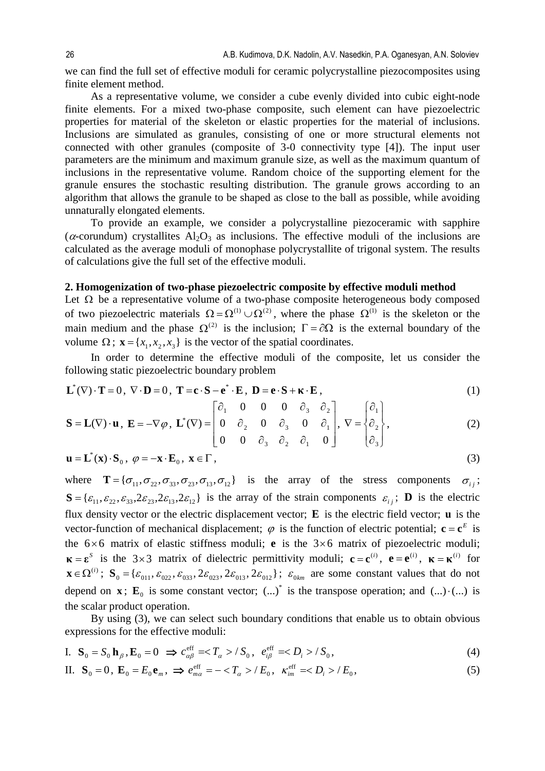we can find the full set of effective moduli for ceramic polycrystalline piezocomposites using finite element method.

As a representative volume, we consider a cube evenly divided into cubic eight-node finite elements. For a mixed two-phase composite, such element can have piezoelectric properties for material of the skeleton or elastic properties for the material of inclusions. Inclusions are simulated as granules, consisting of one or more structural elements not connected with other granules (composite of 3-0 connectivity type [4]). The input user parameters are the minimum and maximum granule size, as well as the maximum quantum of inclusions in the representative volume. Random choice of the supporting element for the granule ensures the stochastic resulting distribution. The granule grows according to an algorithm that allows the granule to be shaped as close to the ball as possible, while avoiding unnaturally elongated elements.

To provide an example, we consider a polycrystalline piezoceramic with sapphire ($\alpha$-corundum) crystallites $Al_2O_3$ as inclusions. The effective moduli of the inclusions are calculated as the average moduli of monophase polycrystallite of trigonal system. The results of calculations give the full set of the effective moduli.

## 2. Homogenization of two-phase piezoelectric composite by effective moduli method

Let $\Omega$ be a representative volume of a two-phase composite heterogeneous body composed of two piezoelectric materials $\Omega = \Omega^{(1)} \cup \Omega^{(2)}$, where the phase $\Omega^{(1)}$ is the skeleton or the main medium and the phase $\Omega^{(2)}$ is the inclusion; $\Gamma = \partial\Omega$ is the external boundary of the volume $\Omega$; $\mathbf{x} = \{x_1, x_2, x_3\}$ is the vector of the spatial coordinates.

In order to determine the effective moduli of the composite, let us consider the following static piezoelectric boundary problem

$$\mathbf{L}^*(\nabla)\cdot\mathbf{T} = 0,\ \nabla\cdot\mathbf{D} = 0,\ \mathbf{T} = \mathbf{c}\cdot\mathbf{S} - \mathbf{e}^*\cdot\mathbf{E},\ \mathbf{D} = \mathbf{e}\cdot\mathbf{S} + \boldsymbol{\kappa}\cdot\mathbf{E}, \tag{1}$$

$$\mathbf{S} = \mathbf{L}(\nabla)\cdot\mathbf{u},\ \mathbf{E} = -\nabla\varphi,\ \mathbf{L}^*(\nabla) = \begin{bmatrix} \partial_1 & 0 & 0 & 0 & \partial_3 & \partial_2 \\ 0 & \partial_2 & 0 & \partial_3 & 0 & \partial_1 \\ 0 & 0 & \partial_3 & \partial_2 & \partial_1 & 0 \end{bmatrix},\ \nabla = \begin{Bmatrix} \partial_1 \\ \partial_2 \\ \partial_3 \end{Bmatrix}, \tag{2}$$

$$\mathbf{u} = \mathbf{L}^*(\mathbf{x})\cdot\mathbf{S}_0,\ \varphi = -\mathbf{x}\cdot\mathbf{E}_0,\ \mathbf{x}\in\Gamma, \tag{3}$$

where $\mathbf{T} = \{\sigma_{11}, \sigma_{22}, \sigma_{33}, \sigma_{23}, \sigma_{13}, \sigma_{12}\}$ is the array of the stress components $\sigma_{ij}$; $\mathbf{S} = \{\varepsilon_{11}, \varepsilon_{22}, \varepsilon_{33}, 2\varepsilon_{23}, 2\varepsilon_{13}, 2\varepsilon_{12}\}$ is the array of the strain components $\varepsilon_{ij}$; $\mathbf{D}$ is the electric flux density vector or the electric displacement vector; $\mathbf{E}$ is the electric field vector; $\mathbf{u}$ is the vector-function of mechanical displacement; $\varphi$ is the function of electric potential; $\mathbf{c} = \mathbf{c}^E$ is the $6\times 6$ matrix of elastic stiffness moduli; $\mathbf{e}$ is the $3\times 6$ matrix of piezoelectric moduli; $\boldsymbol{\kappa} = \boldsymbol{\varepsilon}^S$ is the $3\times 3$ matrix of dielectric permittivity moduli; $\mathbf{c} = \mathbf{c}^{(i)}$, $\mathbf{e} = \mathbf{e}^{(i)}$, $\boldsymbol{\kappa} = \boldsymbol{\kappa}^{(i)}$ for $\mathbf{x}\in\Omega^{(i)}$; $\mathbf{S}_0 = \{\varepsilon_{011}, \varepsilon_{022}, \varepsilon_{033}, 2\varepsilon_{023}, 2\varepsilon_{013}, 2\varepsilon_{012}\}$; $\varepsilon_{0km}$ are some constant values that do not depend on $\mathbf{x}$; $\mathbf{E}_0$ is some constant vector; $(...)^*$ is the transpose operation; and $(...)\cdot(...)$ is the scalar product operation.

By using (3), we can select such boundary conditions that enable us to obtain obvious expressions for the effective moduli:

$$\text{I.}\ \ \mathbf{S}_0 = S_0\,\mathbf{h}_\beta, \mathbf{E}_0 = 0\ \Rightarrow c_{\alpha\beta}^{\text{eff}} = <T_\alpha>/S_0,\ \ e_{i\beta}^{\text{eff}} = <D_i>/S_0, \tag{4}$$

$$\text{II.}\ \ \mathbf{S}_0 = 0,\ \mathbf{E}_0 = E_0\,\mathbf{e}_m,\ \Rightarrow e_{m\alpha}^{\text{eff}} = -<T_\alpha>/E_0,\ \ \kappa_{im}^{\text{eff}} = <D_i>/E_0, \tag{5}$$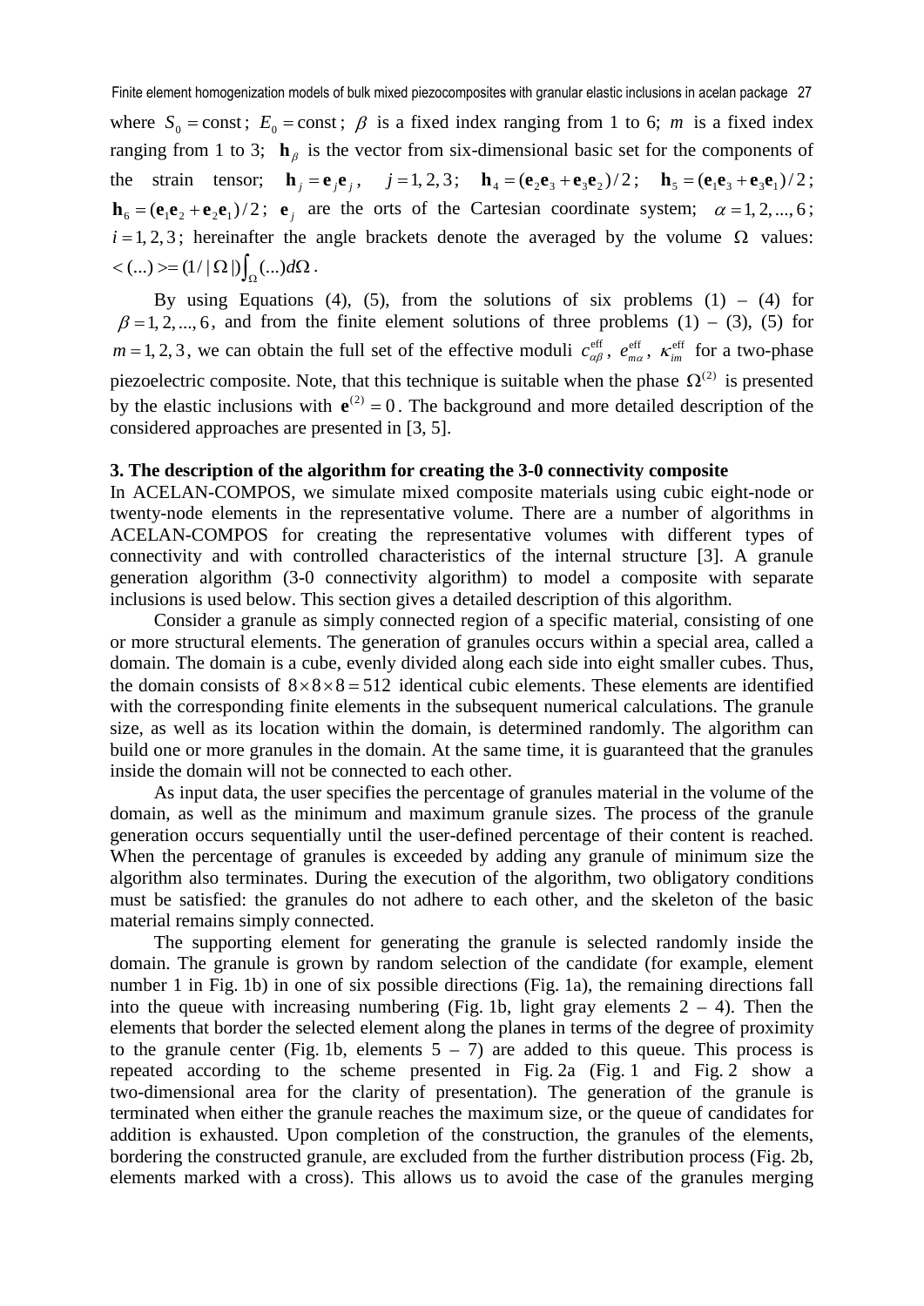where $S_0 = \text{const}$; $E_0 = \text{const}$; $\beta$ is a fixed index ranging from 1 to 6; $m$ is a fixed index ranging from 1 to 3; $\mathbf{h}_\beta$ is the vector from six-dimensional basic set for the components of the strain tensor; $\mathbf{h}_j = \mathbf{e}_j\mathbf{e}_j$, $j = 1, 2, 3$; $\mathbf{h}_4 = (\mathbf{e}_2\mathbf{e}_3 + \mathbf{e}_3\mathbf{e}_2)/2$; $\mathbf{h}_5 = (\mathbf{e}_1\mathbf{e}_3 + \mathbf{e}_3\mathbf{e}_1)/2$; $\mathbf{h}_6 = (\mathbf{e}_1\mathbf{e}_2 + \mathbf{e}_2\mathbf{e}_1)/2$; $\mathbf{e}_j$ are the orts of the Cartesian coordinate system; $\alpha = 1, 2, ..., 6$; $i = 1, 2, 3$; hereinafter the angle brackets denote the averaged by the volume $\Omega$ values: $< (...) > = (1/|\Omega|)\int_\Omega (...) d\Omega$.

By using Equations (4), (5), from the solutions of six problems (1) – (4) for $\beta = 1, 2, ..., 6$, and from the finite element solutions of three problems (1) – (3), (5) for $m = 1, 2, 3$, we can obtain the full set of the effective moduli $c^{\text{eff}}_{\alpha\beta}$, $e^{\text{eff}}_{m\alpha}$, $\kappa^{\text{eff}}_{im}$ for a two-phase piezoelectric composite. Note, that this technique is suitable when the phase $\Omega^{(2)}$ is presented by the elastic inclusions with $\mathbf{e}^{(2)} = 0$. The background and more detailed description of the considered approaches are presented in [3, 5].

**3. The description of the algorithm for creating the 3-0 connectivity composite**

In ACELAN-COMPOS, we simulate mixed composite materials using cubic eight-node or twenty-node elements in the representative volume. There are a number of algorithms in ACELAN-COMPOS for creating the representative volumes with different types of connectivity and with controlled characteristics of the internal structure [3]. A granule generation algorithm (3-0 connectivity algorithm) to model a composite with separate inclusions is used below. This section gives a detailed description of this algorithm.

Consider a granule as simply connected region of a specific material, consisting of one or more structural elements. The generation of granules occurs within a special area, called a domain. The domain is a cube, evenly divided along each side into eight smaller cubes. Thus, the domain consists of $8 \times 8 \times 8 = 512$ identical cubic elements. These elements are identified with the corresponding finite elements in the subsequent numerical calculations. The granule size, as well as its location within the domain, is determined randomly. The algorithm can build one or more granules in the domain. At the same time, it is guaranteed that the granules inside the domain will not be connected to each other.

As input data, the user specifies the percentage of granules material in the volume of the domain, as well as the minimum and maximum granule sizes. The process of the granule generation occurs sequentially until the user-defined percentage of their content is reached. When the percentage of granules is exceeded by adding any granule of minimum size the algorithm also terminates. During the execution of the algorithm, two obligatory conditions must be satisfied: the granules do not adhere to each other, and the skeleton of the basic material remains simply connected.

The supporting element for generating the granule is selected randomly inside the domain. The granule is grown by random selection of the candidate (for example, element number 1 in Fig. 1b) in one of six possible directions (Fig. 1a), the remaining directions fall into the queue with increasing numbering (Fig. 1b, light gray elements 2 – 4). Then the elements that border the selected element along the planes in terms of the degree of proximity to the granule center (Fig. 1b, elements 5 – 7) are added to this queue. This process is repeated according to the scheme presented in Fig. 2a (Fig. 1 and Fig. 2 show a two-dimensional area for the clarity of presentation). The generation of the granule is terminated when either the granule reaches the maximum size, or the queue of candidates for addition is exhausted. Upon completion of the construction, the granules of the elements, bordering the constructed granule, are excluded from the further distribution process (Fig. 2b, elements marked with a cross). This allows us to avoid the case of the granules merging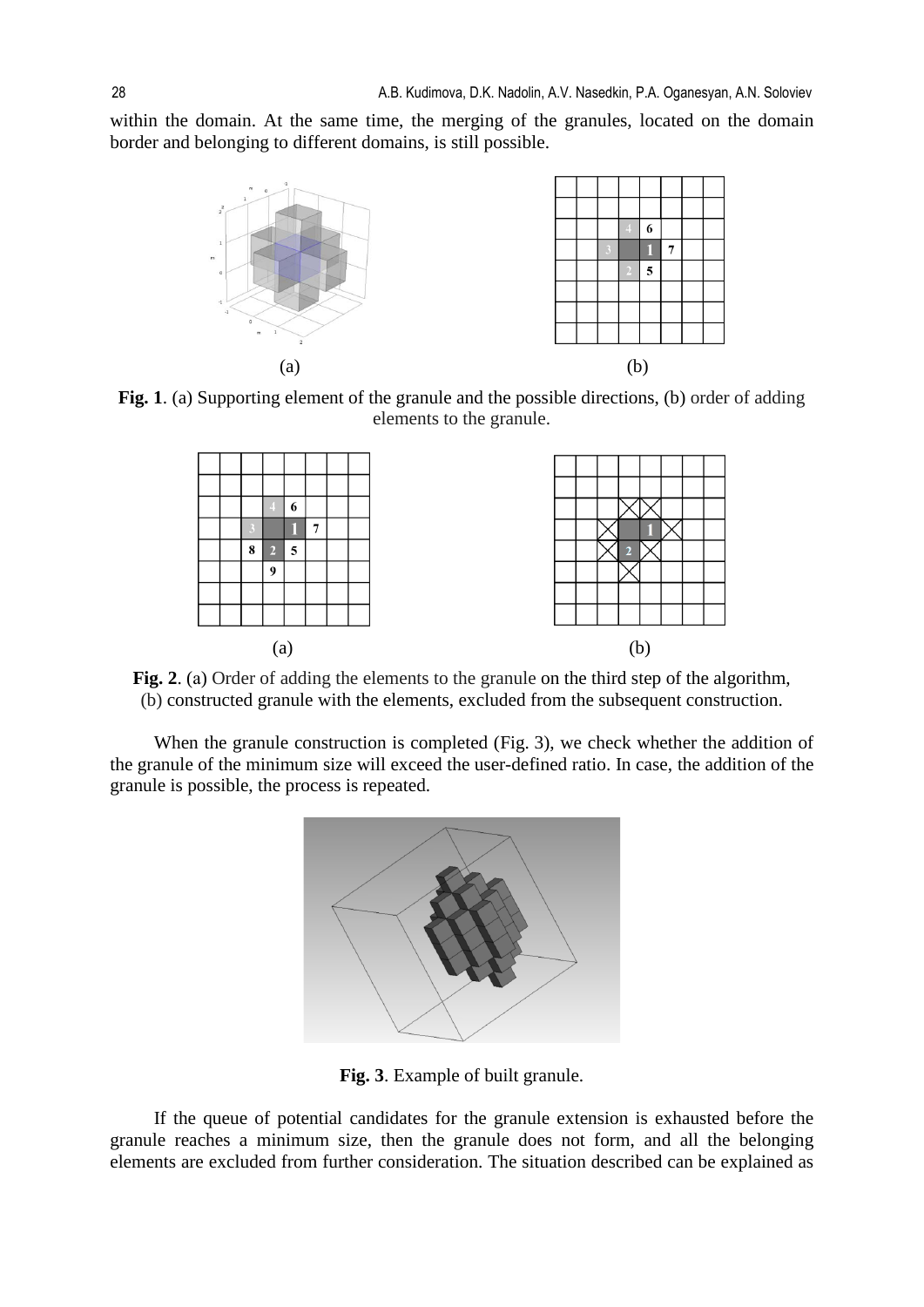within the domain. At the same time, the merging of the granules, located on the domain border and belonging to different domains, is still possible.

(a) (b)

**Fig. 1**. (a) Supporting element of the granule and the possible directions, (b) order of adding elements to the granule.

(a) (b)

**Fig. 2**. (a) Order of adding the elements to the granule on the third step of the algorithm, (b) constructed granule with the elements, excluded from the subsequent construction.

When the granule construction is completed (Fig. 3), we check whether the addition of the granule of the minimum size will exceed the user-defined ratio. In case, the addition of the granule is possible, the process is repeated.

**Fig. 3**. Example of built granule.

If the queue of potential candidates for the granule extension is exhausted before the granule reaches a minimum size, then the granule does not form, and all the belonging elements are excluded from further consideration. The situation described can be explained as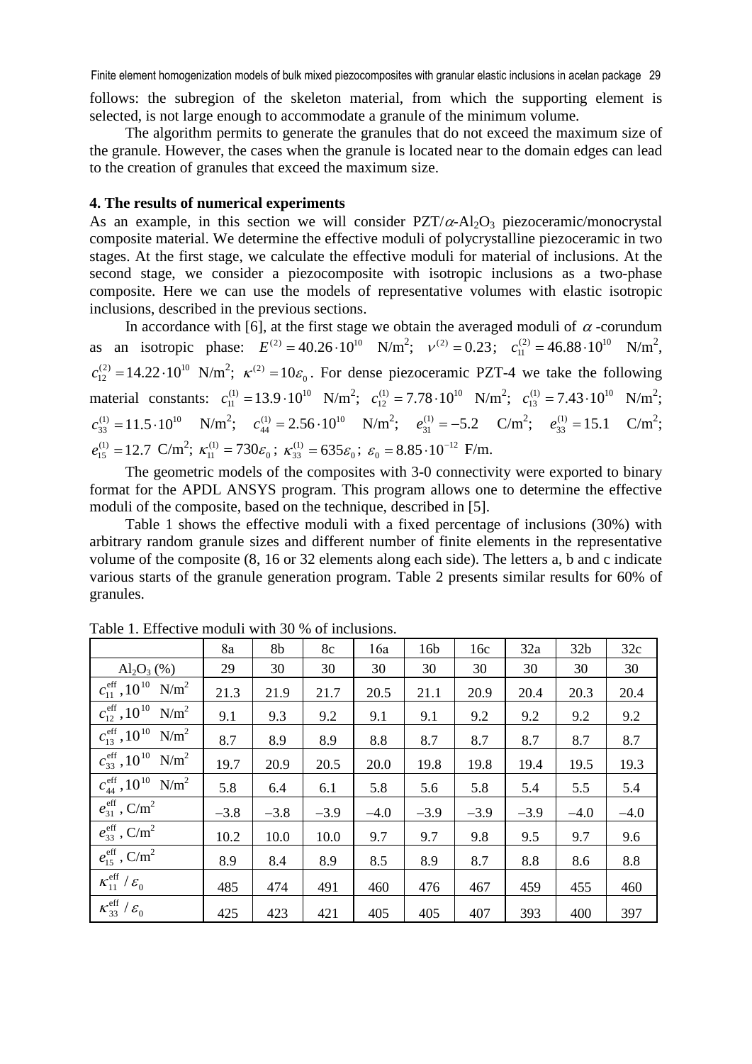follows: the subregion of the skeleton material, from which the supporting element is selected, is not large enough to accommodate a granule of the minimum volume.

The algorithm permits to generate the granules that do not exceed the maximum size of the granule. However, the cases when the granule is located near to the domain edges can lead to the creation of granules that exceed the maximum size.

### 4. The results of numerical experiments

As an example, in this section we will consider PZT/$\alpha$-$Al_2O_3$ piezoceramic/monocrystal composite material. We determine the effective moduli of polycrystalline piezoceramic in two stages. At the first stage, we calculate the effective moduli for material of inclusions. At the second stage, we consider a piezocomposite with isotropic inclusions as a two-phase composite. Here we can use the models of representative volumes with elastic isotropic inclusions, described in the previous sections.

In accordance with [6], at the first stage we obtain the averaged moduli of $\alpha$-corundum as an isotropic phase: $E^{(2)} = 40.26\cdot10^{10}$ N/m$^2$; $\nu^{(2)} = 0.23$; $c_{11}^{(2)} = 46.88\cdot10^{10}$ N/m$^2$, $c_{12}^{(2)} = 14.22\cdot10^{10}$ N/m$^2$; $\kappa^{(2)} = 10\varepsilon_0$. For dense piezoceramic PZT-4 we take the following material constants: $c_{11}^{(1)} = 13.9\cdot10^{10}$ N/m$^2$; $c_{12}^{(1)} = 7.78\cdot10^{10}$ N/m$^2$; $c_{13}^{(1)} = 7.43\cdot10^{10}$ N/m$^2$; $c_{33}^{(1)} = 11.5\cdot10^{10}$ N/m$^2$; $c_{44}^{(1)} = 2.56\cdot10^{10}$ N/m$^2$; $e_{31}^{(1)} = -5.2$ C/m$^2$; $e_{33}^{(1)} = 15.1$ C/m$^2$; $e_{15}^{(1)} = 12.7$ C/m$^2$; $\kappa_{11}^{(1)} = 730\varepsilon_0$; $\kappa_{33}^{(1)} = 635\varepsilon_0$; $\varepsilon_0 = 8.85\cdot10^{-12}$ F/m.

The geometric models of the composites with 3-0 connectivity were exported to binary format for the APDL ANSYS program. This program allows one to determine the effective moduli of the composite, based on the technique, described in [5].

Table 1 shows the effective moduli with a fixed percentage of inclusions (30%) with arbitrary random granule sizes and different number of finite elements in the representative volume of the composite (8, 16 or 32 elements along each side). The letters a, b and c indicate various starts of the granule generation program. Table 2 presents similar results for 60% of granules.

Table 1. Effective moduli with 30 % of inclusions.

| | 8a | 8b | 8c | 16a | 16b | 16c | 32a | 32b | 32c |
|---|---|---|---|---|---|---|---|---|---|
| $Al_2O_3$ (%) | 29 | 30 | 30 | 30 | 30 | 30 | 30 | 30 | 30 |
| $c_{11}^{\text{eff}}$, $10^{10}$ N/m$^2$ | 21.3 | 21.9 | 21.7 | 20.5 | 21.1 | 20.9 | 20.4 | 20.3 | 20.4 |
| $c_{12}^{\text{eff}}$, $10^{10}$ N/m$^2$ | 9.1 | 9.3 | 9.2 | 9.1 | 9.1 | 9.2 | 9.2 | 9.2 | 9.2 |
| $c_{13}^{\text{eff}}$, $10^{10}$ N/m$^2$ | 8.7 | 8.9 | 8.9 | 8.8 | 8.7 | 8.7 | 8.7 | 8.7 | 8.7 |
| $c_{33}^{\text{eff}}$, $10^{10}$ N/m$^2$ | 19.7 | 20.9 | 20.5 | 20.0 | 19.8 | 19.8 | 19.4 | 19.5 | 19.3 |
| $c_{44}^{\text{eff}}$, $10^{10}$ N/m$^2$ | 5.8 | 6.4 | 6.1 | 5.8 | 5.6 | 5.8 | 5.4 | 5.5 | 5.4 |
| $e_{31}^{\text{eff}}$, C/m$^2$ | –3.8 | –3.8 | –3.9 | –4.0 | –3.9 | –3.9 | –3.9 | –4.0 | –4.0 |
| $e_{33}^{\text{eff}}$, C/m$^2$ | 10.2 | 10.0 | 10.0 | 9.7 | 9.7 | 9.8 | 9.5 | 9.7 | 9.6 |
| $e_{15}^{\text{eff}}$, C/m$^2$ | 8.9 | 8.4 | 8.9 | 8.5 | 8.9 | 8.7 | 8.8 | 8.6 | 8.8 |
| $\kappa_{11}^{\text{eff}}/\varepsilon_0$ | 485 | 474 | 491 | 460 | 476 | 467 | 459 | 455 | 460 |
| $\kappa_{33}^{\text{eff}}/\varepsilon_0$ | 425 | 423 | 421 | 405 | 405 | 407 | 393 | 400 | 397 |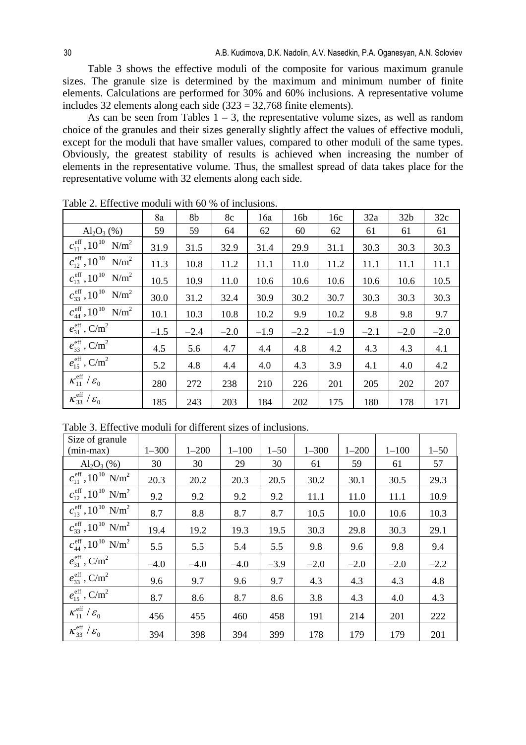Table 3 shows the effective moduli of the composite for various maximum granule sizes. The granule size is determined by the maximum and minimum number of finite elements. Calculations are performed for 30% and 60% inclusions. A representative volume includes 32 elements along each side (323 = 32,768 finite elements).

As can be seen from Tables 1 – 3, the representative volume sizes, as well as random choice of the granules and their sizes generally slightly affect the values of effective moduli, except for the moduli that have smaller values, compared to other moduli of the same types. Obviously, the greatest stability of results is achieved when increasing the number of elements in the representative volume. Thus, the smallest spread of data takes place for the representative volume with 32 elements along each side.

Table 2. Effective moduli with 60 % of inclusions.

| | 8a | 8b | 8c | 16a | 16b | 16c | 32a | 32b | 32c |
|---|---|---|---|---|---|---|---|---|---|
| $Al_2O_3$ (%) | 59 | 59 | 64 | 62 | 60 | 62 | 61 | 61 | 61 |
| $c_{11}^{\text{eff}}, 10^{10}$ N/m$^2$ | 31.9 | 31.5 | 32.9 | 31.4 | 29.9 | 31.1 | 30.3 | 30.3 | 30.3 |
| $c_{12}^{\text{eff}}, 10^{10}$ N/m$^2$ | 11.3 | 10.8 | 11.2 | 11.1 | 11.0 | 11.2 | 11.1 | 11.1 | 11.1 |
| $c_{13}^{\text{eff}}, 10^{10}$ N/m$^2$ | 10.5 | 10.9 | 11.0 | 10.6 | 10.6 | 10.6 | 10.6 | 10.6 | 10.5 |
| $c_{33}^{\text{eff}}, 10^{10}$ N/m$^2$ | 30.0 | 31.2 | 32.4 | 30.9 | 30.2 | 30.7 | 30.3 | 30.3 | 30.3 |
| $c_{44}^{\text{eff}}, 10^{10}$ N/m$^2$ | 10.1 | 10.3 | 10.8 | 10.2 | 9.9 | 10.2 | 9.8 | 9.8 | 9.7 |
| $e_{31}^{\text{eff}}$, C/m$^2$ | –1.5 | –2.4 | –2.0 | –1.9 | –2.2 | –1.9 | –2.1 | –2.0 | –2.0 |
| $e_{33}^{\text{eff}}$, C/m$^2$ | 4.5 | 5.6 | 4.7 | 4.4 | 4.8 | 4.2 | 4.3 | 4.3 | 4.1 |
| $e_{15}^{\text{eff}}$, C/m$^2$ | 5.2 | 4.8 | 4.4 | 4.0 | 4.3 | 3.9 | 4.1 | 4.0 | 4.2 |
| $\kappa_{11}^{\text{eff}} / \varepsilon_0$ | 280 | 272 | 238 | 210 | 226 | 201 | 205 | 202 | 207 |
| $\kappa_{33}^{\text{eff}} / \varepsilon_0$ | 185 | 243 | 203 | 184 | 202 | 175 | 180 | 178 | 171 |

Table 3. Effective moduli for different sizes of inclusions.

| Size of granule (min-max) | 1–300 | 1–200 | 1–100 | 1–50 | 1–300 | 1–200 | 1–100 | 1–50 |
|---|---|---|---|---|---|---|---|---|
| $Al_2O_3$ (%) | 30 | 30 | 29 | 30 | 61 | 59 | 61 | 57 |
| $c_{11}^{\text{eff}}, 10^{10}$ N/m$^2$ | 20.3 | 20.2 | 20.3 | 20.5 | 30.2 | 30.1 | 30.5 | 29.3 |
| $c_{12}^{\text{eff}}, 10^{10}$ N/m$^2$ | 9.2 | 9.2 | 9.2 | 9.2 | 11.1 | 11.0 | 11.1 | 10.9 |
| $c_{13}^{\text{eff}}, 10^{10}$ N/m$^2$ | 8.7 | 8.8 | 8.7 | 8.7 | 10.5 | 10.0 | 10.6 | 10.3 |
| $c_{33}^{\text{eff}}, 10^{10}$ N/m$^2$ | 19.4 | 19.2 | 19.3 | 19.5 | 30.3 | 29.8 | 30.3 | 29.1 |
| $c_{44}^{\text{eff}}, 10^{10}$ N/m$^2$ | 5.5 | 5.5 | 5.4 | 5.5 | 9.8 | 9.6 | 9.8 | 9.4 |
| $e_{31}^{\text{eff}}$, C/m$^2$ | –4.0 | –4.0 | –4.0 | –3.9 | –2.0 | –2.0 | –2.0 | –2.2 |
| $e_{33}^{\text{eff}}$, C/m$^2$ | 9.6 | 9.7 | 9.6 | 9.7 | 4.3 | 4.3 | 4.3 | 4.8 |
| $e_{15}^{\text{eff}}$, C/m$^2$ | 8.7 | 8.6 | 8.7 | 8.6 | 3.8 | 4.3 | 4.0 | 4.3 |
| $\kappa_{11}^{\text{eff}} / \varepsilon_0$ | 456 | 455 | 460 | 458 | 191 | 214 | 201 | 222 |
| $\kappa_{33}^{\text{eff}} / \varepsilon_0$ | 394 | 398 | 394 | 399 | 178 | 179 | 179 | 201 |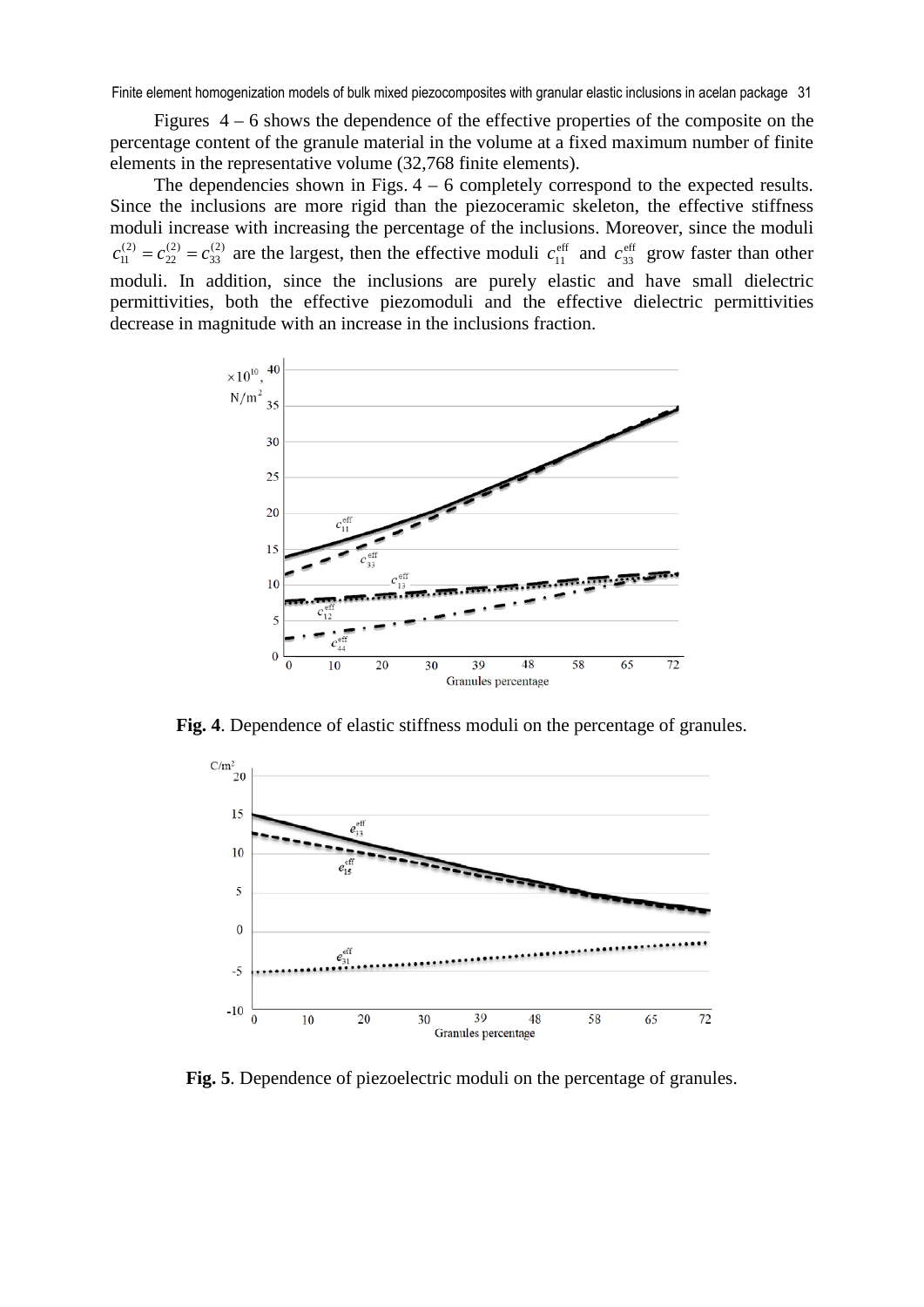Figures 4 – 6 shows the dependence of the effective properties of the composite on the percentage content of the granule material in the volume at a fixed maximum number of finite elements in the representative volume (32,768 finite elements).

The dependencies shown in Figs. 4 – 6 completely correspond to the expected results. Since the inclusions are more rigid than the piezoceramic skeleton, the effective stiffness moduli increase with increasing the percentage of the inclusions. Moreover, since the moduli $c_{11}^{(2)} = c_{22}^{(2)} = c_{33}^{(2)}$ are the largest, then the effective moduli $c_{11}^{\text{eff}}$ and $c_{33}^{\text{eff}}$ grow faster than other moduli. In addition, since the inclusions are purely elastic and have small dielectric permittivities, both the effective piezomoduli and the effective dielectric permittivities decrease in magnitude with an increase in the inclusions fraction.

**Fig. 4**. Dependence of elastic stiffness moduli on the percentage of granules.

**Fig. 5**. Dependence of piezoelectric moduli on the percentage of granules.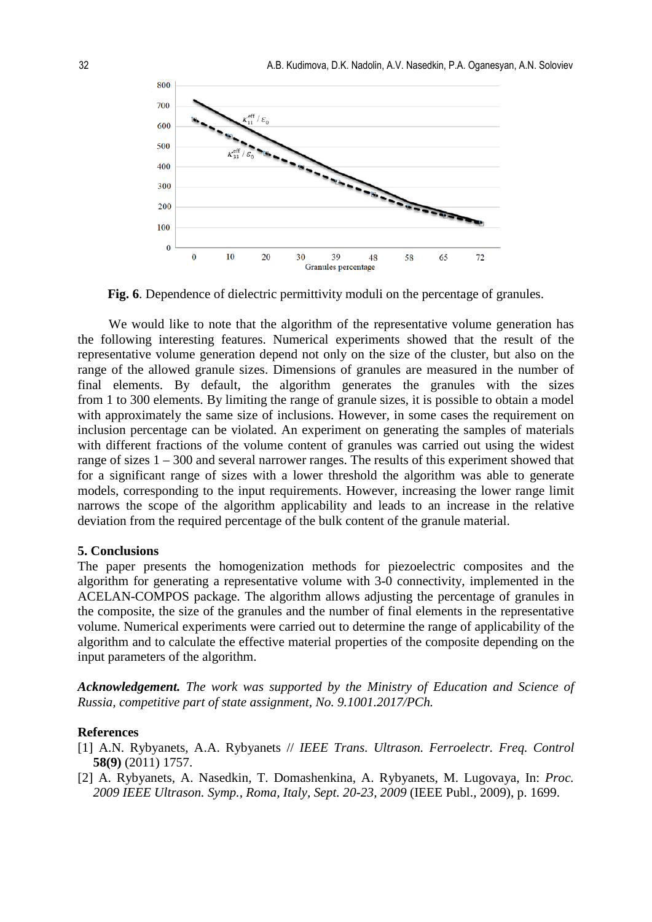**Fig. 6**. Dependence of dielectric permittivity moduli on the percentage of granules.

We would like to note that the algorithm of the representative volume generation has the following interesting features. Numerical experiments showed that the result of the representative volume generation depend not only on the size of the cluster, but also on the range of the allowed granule sizes. Dimensions of granules are measured in the number of final elements. By default, the algorithm generates the granules with the sizes from 1 to 300 elements. By limiting the range of granule sizes, it is possible to obtain a model with approximately the same size of inclusions. However, in some cases the requirement on inclusion percentage can be violated. An experiment on generating the samples of materials with different fractions of the volume content of granules was carried out using the widest range of sizes 1 – 300 and several narrower ranges. The results of this experiment showed that for a significant range of sizes with a lower threshold the algorithm was able to generate models, corresponding to the input requirements. However, increasing the lower range limit narrows the scope of the algorithm applicability and leads to an increase in the relative deviation from the required percentage of the bulk content of the granule material.

## 5. Conclusions

The paper presents the homogenization methods for piezoelectric composites and the algorithm for generating a representative volume with 3-0 connectivity, implemented in the ACELAN-COMPOS package. The algorithm allows adjusting the percentage of granules in the composite, the size of the granules and the number of final elements in the representative volume. Numerical experiments were carried out to determine the range of applicability of the algorithm and to calculate the effective material properties of the composite depending on the input parameters of the algorithm.

***Acknowledgement.*** *The work was supported by the Ministry of Education and Science of Russia, competitive part of state assignment, No. 9.1001.2017/PCh.*

## References

[1] A.N. Rybyanets, A.A. Rybyanets // *IEEE Trans. Ultrason. Ferroelectr. Freq. Control* **58(9)** (2011) 1757.

[2] A. Rybyanets, A. Nasedkin, T. Domashenkina, A. Rybyanets, M. Lugovaya, In: *Proc. 2009 IEEE Ultrason. Symp., Roma, Italy, Sept. 20-23, 2009* (IEEE Publ., 2009), p. 1699.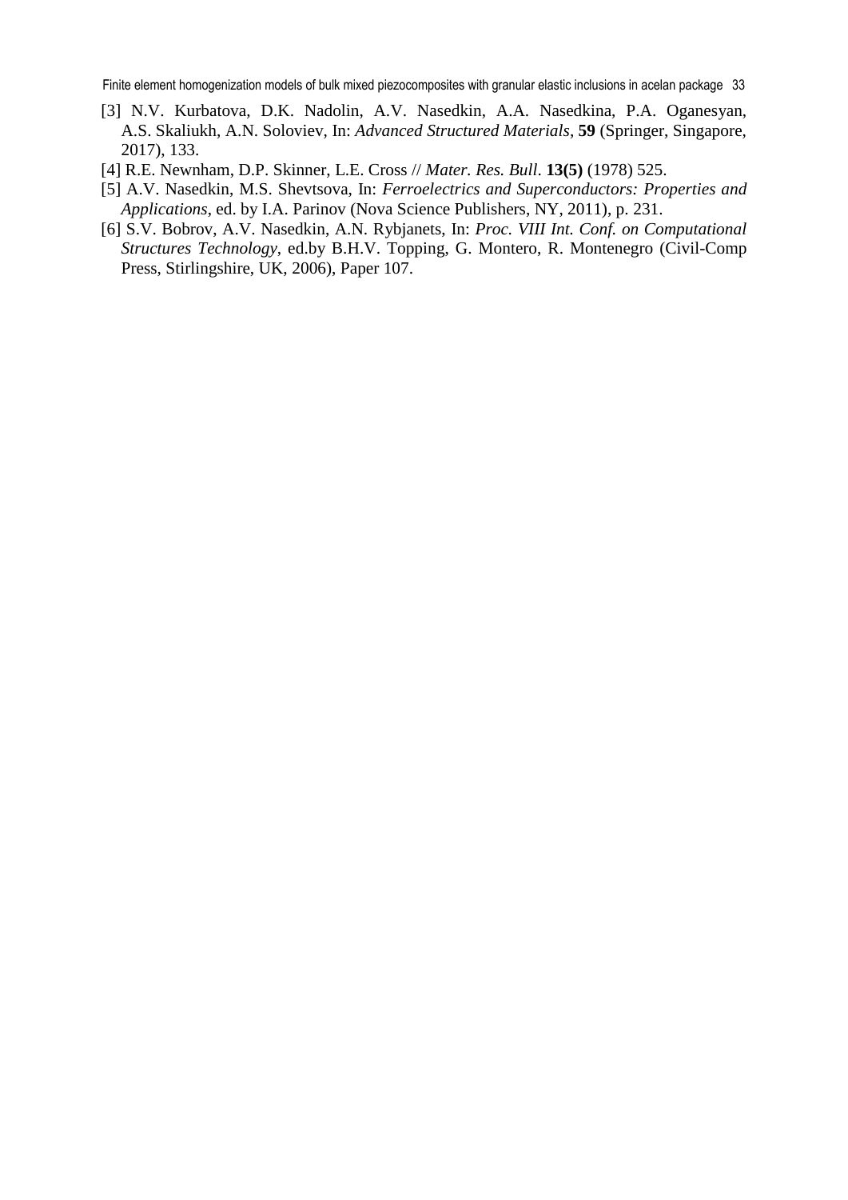[3] N.V. Kurbatova, D.K. Nadolin, A.V. Nasedkin, A.A. Nasedkina, P.A. Oganesyan, A.S. Skaliukh, A.N. Soloviev, In: *Advanced Structured Materials*, **59** (Springer, Singapore, 2017), 133.

[4] R.E. Newnham, D.P. Skinner, L.E. Cross // *Mater. Res. Bull*. **13(5)** (1978) 525.

[5] A.V. Nasedkin, M.S. Shevtsova, In: *Ferroelectrics and Superconductors: Properties and Applications*, ed. by I.A. Parinov (Nova Science Publishers, NY, 2011), p. 231.

[6] S.V. Bobrov, A.V. Nasedkin, A.N. Rybjanets, In: *Proc. VIII Int. Conf. on Computational Structures Technology*, ed.by B.H.V. Topping, G. Montero, R. Montenegro (Civil-Comp Press, Stirlingshire, UK, 2006), Paper 107.